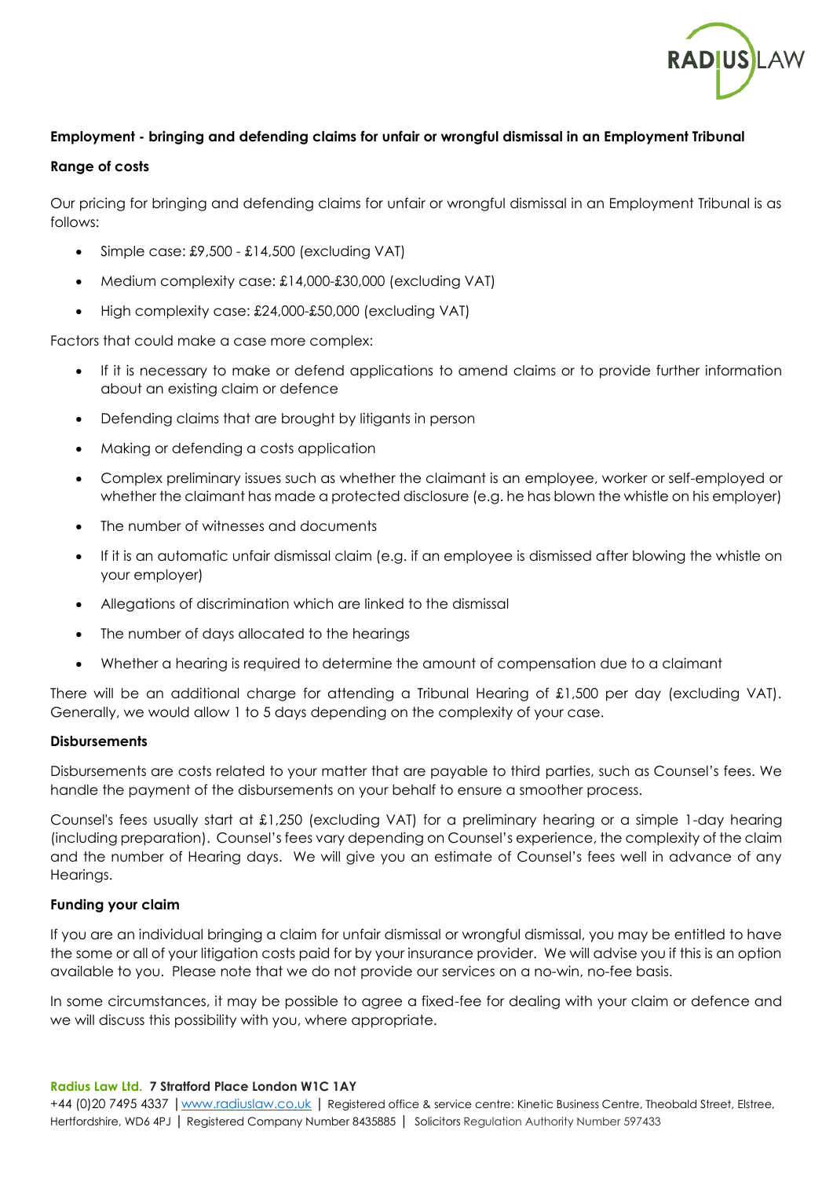**Employment - bringing and defending claims for unfair or wrongful dismissal in an Employment Tribunal**

**Range of costs**

Our pricing for bringing and defending claims for unfair or wrongful dismissal in an Employment Tribunal is as follows:

- Simple case: £9,500 - £14,500 (excluding VAT)
- Medium complexity case: £14,000-£30,000 (excluding VAT)
- High complexity case: £24,000-£50,000 (excluding VAT)

Factors that could make a case more complex:

- If it is necessary to make or defend applications to amend claims or to provide further information about an existing claim or defence
- Defending claims that are brought by litigants in person
- Making or defending a costs application
- Complex preliminary issues such as whether the claimant is an employee, worker or self-employed or whether the claimant has made a protected disclosure (e.g. he has blown the whistle on his employer)
- The number of witnesses and documents
- If it is an automatic unfair dismissal claim (e.g. if an employee is dismissed after blowing the whistle on your employer)
- Allegations of discrimination which are linked to the dismissal
- The number of days allocated to the hearings
- Whether a hearing is required to determine the amount of compensation due to a claimant

There will be an additional charge for attending a Tribunal Hearing of £1,500 per day (excluding VAT). Generally, we would allow 1 to 5 days depending on the complexity of your case.

**Disbursements**

Disbursements are costs related to your matter that are payable to third parties, such as Counsel's fees. We handle the payment of the disbursements on your behalf to ensure a smoother process.

Counsel's fees usually start at £1,250 (excluding VAT) for a preliminary hearing or a simple 1-day hearing (including preparation). Counsel's fees vary depending on Counsel's experience, the complexity of the claim and the number of Hearing days. We will give you an estimate of Counsel's fees well in advance of any Hearings.

**Funding your claim**

If you are an individual bringing a claim for unfair dismissal or wrongful dismissal, you may be entitled to have the some or all of your litigation costs paid for by your insurance provider. We will advise you if this is an option available to you. Please note that we do not provide our services on a no-win, no-fee basis.

In some circumstances, it may be possible to agree a fixed-fee for dealing with your claim or defence and we will discuss this possibility with you, where appropriate.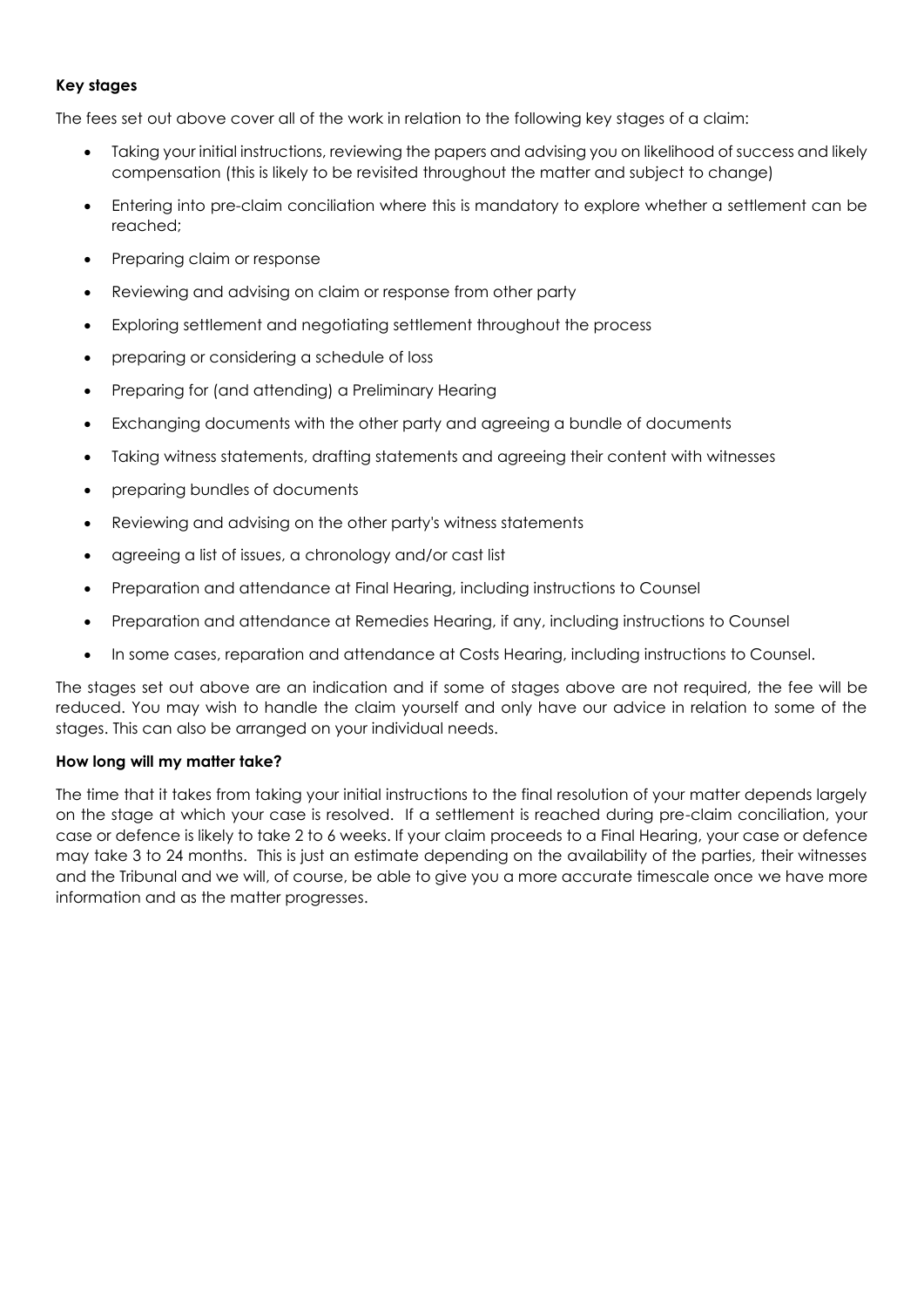**Key stages**

The fees set out above cover all of the work in relation to the following key stages of a claim:

- Taking your initial instructions, reviewing the papers and advising you on likelihood of success and likely compensation (this is likely to be revisited throughout the matter and subject to change)
- Entering into pre-claim conciliation where this is mandatory to explore whether a settlement can be reached;
- Preparing claim or response
- Reviewing and advising on claim or response from other party
- Exploring settlement and negotiating settlement throughout the process
- preparing or considering a schedule of loss
- Preparing for (and attending) a Preliminary Hearing
- Exchanging documents with the other party and agreeing a bundle of documents
- Taking witness statements, drafting statements and agreeing their content with witnesses
- preparing bundles of documents
- Reviewing and advising on the other party's witness statements
- agreeing a list of issues, a chronology and/or cast list
- Preparation and attendance at Final Hearing, including instructions to Counsel
- Preparation and attendance at Remedies Hearing, if any, including instructions to Counsel
- In some cases, reparation and attendance at Costs Hearing, including instructions to Counsel.

The stages set out above are an indication and if some of stages above are not required, the fee will be reduced. You may wish to handle the claim yourself and only have our advice in relation to some of the stages. This can also be arranged on your individual needs.

**How long will my matter take?**

The time that it takes from taking your initial instructions to the final resolution of your matter depends largely on the stage at which your case is resolved. If a settlement is reached during pre-claim conciliation, your case or defence is likely to take 2 to 6 weeks. If your claim proceeds to a Final Hearing, your case or defence may take 3 to 24 months. This is just an estimate depending on the availability of the parties, their witnesses and the Tribunal and we will, of course, be able to give you a more accurate timescale once we have more information and as the matter progresses.